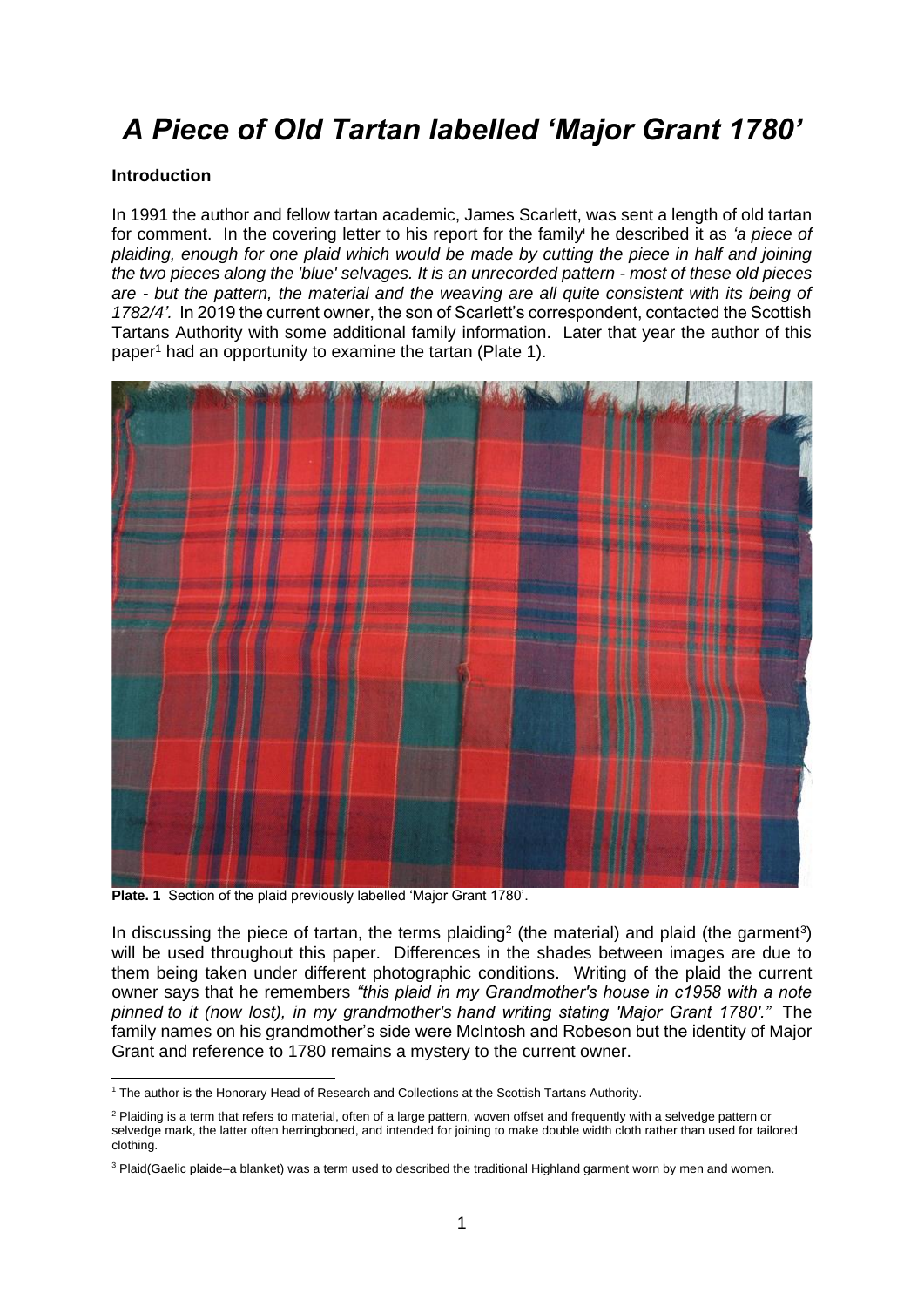# *A Piece of Old Tartan labelled 'Major Grant 1780'*

**Introduction**

In 1991 the author and fellow tartan academic, James Scarlett, was sent a length of old tartan for comment. In the covering letter to his report for the family[i] he described it as *'a piece of plaiding, enough for one plaid which would be made by cutting the piece in half and joining the two pieces along the 'blue' selvages. It is an unrecorded pattern - most of these old pieces are - but the pattern, the material and the weaving are all quite consistent with its being of 1782/4'.* In 2019 the current owner, the son of Scarlett's correspondent, contacted the Scottish Tartans Authority with some additional family information. Later that year the author of this paper[1] had an opportunity to examine the tartan (Plate 1).

**Plate. 1** Section of the plaid previously labelled 'Major Grant 1780'.

In discussing the piece of tartan, the terms plaiding[2] (the material) and plaid (the garment[3]) will be used throughout this paper. Differences in the shades between images are due to them being taken under different photographic conditions. Writing of the plaid the current owner says that he remembers *"this plaid in my Grandmother's house in c1958 with a note pinned to it (now lost), in my grandmother's hand writing stating 'Major Grant 1780'."* The family names on his grandmother's side were McIntosh and Robeson but the identity of Major Grant and reference to 1780 remains a mystery to the current owner.

---

[1] The author is the Honorary Head of Research and Collections at the Scottish Tartans Authority.

[2] Plaiding is a term that refers to material, often of a large pattern, woven offset and frequently with a selvedge pattern or selvedge mark, the latter often herringboned, and intended for joining to make double width cloth rather than used for tailored clothing.

[3] Plaid(Gaelic plaide–a blanket) was a term used to described the traditional Highland garment worn by men and women.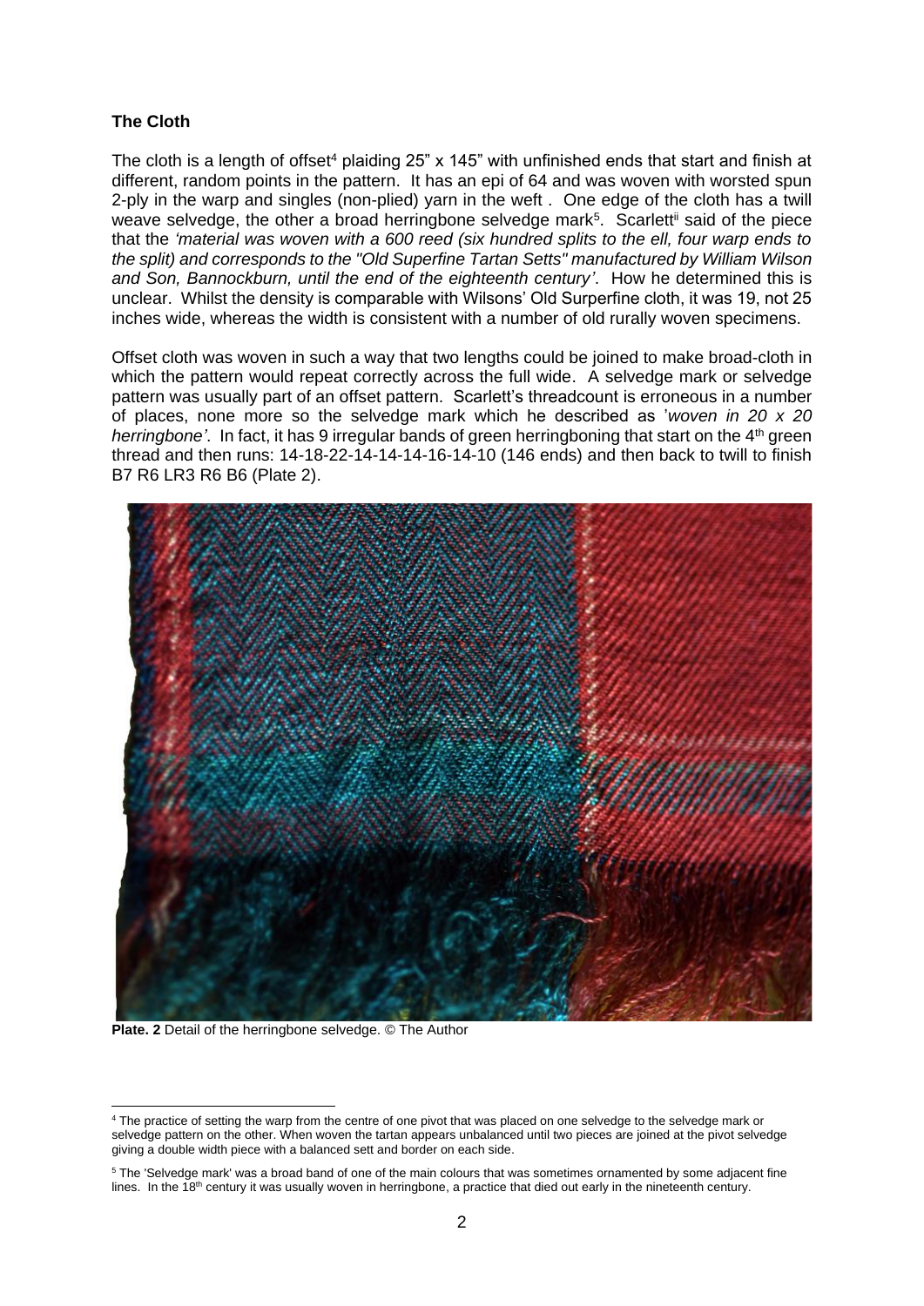**The Cloth**

The cloth is a length of offset[4] plaiding 25" x 145" with unfinished ends that start and finish at different, random points in the pattern. It has an epi of 64 and was woven with worsted spun 2-ply in the warp and singles (non-plied) yarn in the weft . One edge of the cloth has a twill weave selvedge, the other a broad herringbone selvedge mark[5]. Scarlett[ii] said of the piece that the *'material was woven with a 600 reed (six hundred splits to the ell, four warp ends to the split) and corresponds to the "Old Superfine Tartan Setts" manufactured by William Wilson and Son, Bannockburn, until the end of the eighteenth century'*. How he determined this is unclear. Whilst the density is comparable with Wilsons' Old Surperfine cloth, it was 19, not 25 inches wide, whereas the width is consistent with a number of old rurally woven specimens.

Offset cloth was woven in such a way that two lengths could be joined to make broad-cloth in which the pattern would repeat correctly across the full wide. A selvedge mark or selvedge pattern was usually part of an offset pattern. Scarlett's threadcount is erroneous in a number of places, none more so the selvedge mark which he described as '*woven in 20 x 20 herringbone'*. In fact, it has 9 irregular bands of green herringboning that start on the 4th green thread and then runs: 14-18-22-14-14-14-16-14-10 (146 ends) and then back to twill to finish B7 R6 LR3 R6 B6 (Plate 2).

**Plate. 2** Detail of the herringbone selvedge. © The Author

---

[4] The practice of setting the warp from the centre of one pivot that was placed on one selvedge to the selvedge mark or selvedge pattern on the other. When woven the tartan appears unbalanced until two pieces are joined at the pivot selvedge giving a double width piece with a balanced sett and border on each side.

[5] The 'Selvedge mark' was a broad band of one of the main colours that was sometimes ornamented by some adjacent fine lines. In the 18th century it was usually woven in herringbone, a practice that died out early in the nineteenth century.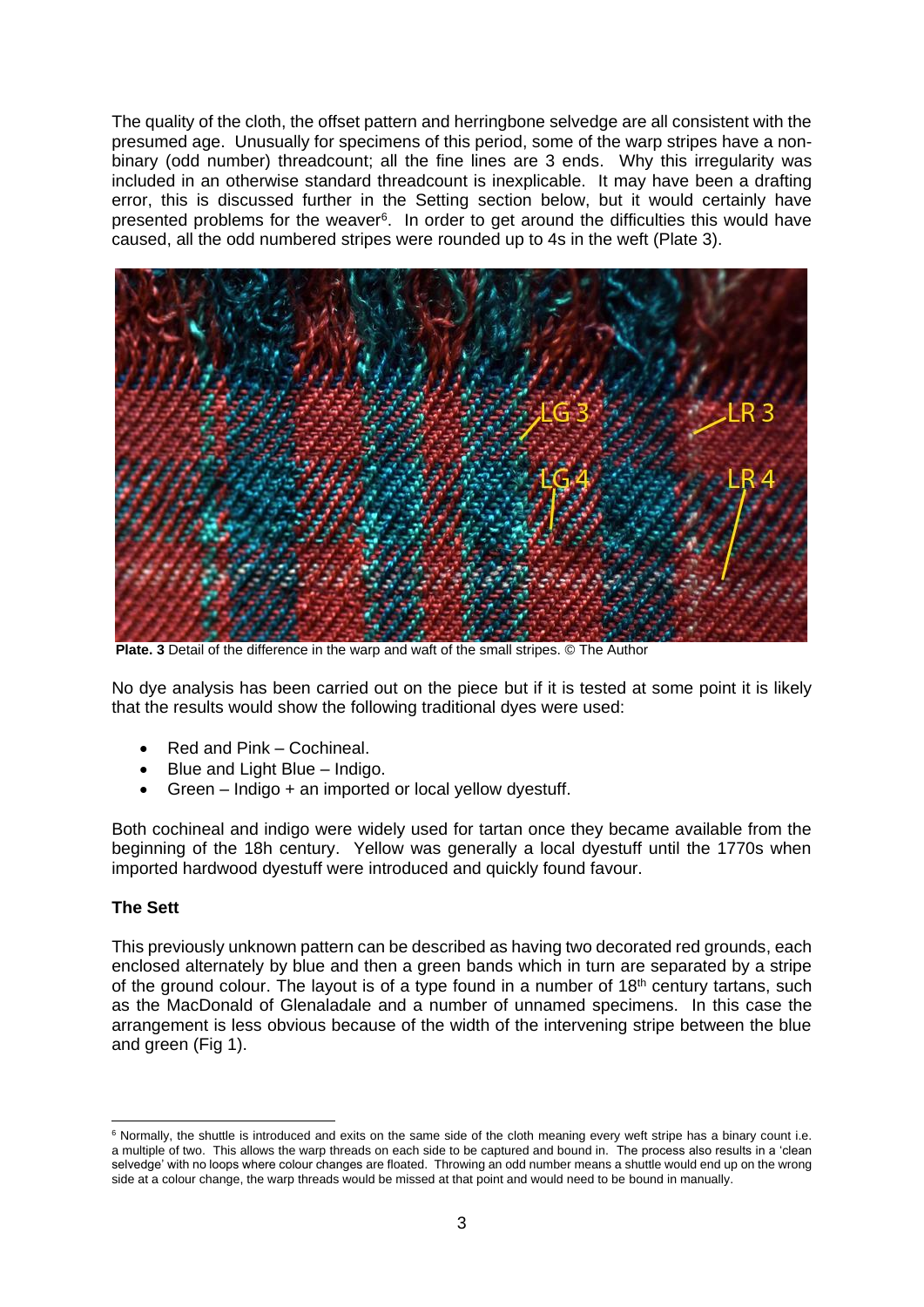The quality of the cloth, the offset pattern and herringbone selvedge are all consistent with the presumed age. Unusually for specimens of this period, some of the warp stripes have a non-binary (odd number) threadcount; all the fine lines are 3 ends. Why this irregularity was included in an otherwise standard threadcount is inexplicable. It may have been a drafting error, this is discussed further in the Setting section below, but it would certainly have presented problems for the weaver[6]. In order to get around the difficulties this would have caused, all the odd numbered stripes were rounded up to 4s in the weft (Plate 3).

**Plate. 3** Detail of the difference in the warp and waft of the small stripes. © The Author

No dye analysis has been carried out on the piece but if it is tested at some point it is likely that the results would show the following traditional dyes were used:

- Red and Pink – Cochineal.
- Blue and Light Blue – Indigo.
- Green – Indigo + an imported or local yellow dyestuff.

Both cochineal and indigo were widely used for tartan once they became available from the beginning of the 18h century. Yellow was generally a local dyestuff until the 1770s when imported hardwood dyestuff were introduced and quickly found favour.

**The Sett**

This previously unknown pattern can be described as having two decorated red grounds, each enclosed alternately by blue and then a green bands which in turn are separated by a stripe of the ground colour. The layout is of a type found in a number of 18th century tartans, such as the MacDonald of Glenaladale and a number of unnamed specimens. In this case the arrangement is less obvious because of the width of the intervening stripe between the blue and green (Fig 1).

[6] Normally, the shuttle is introduced and exits on the same side of the cloth meaning every weft stripe has a binary count i.e. a multiple of two. This allows the warp threads on each side to be captured and bound in. The process also results in a 'clean selvedge' with no loops where colour changes are floated. Throwing an odd number means a shuttle would end up on the wrong side at a colour change, the warp threads would be missed at that point and would need to be bound in manually.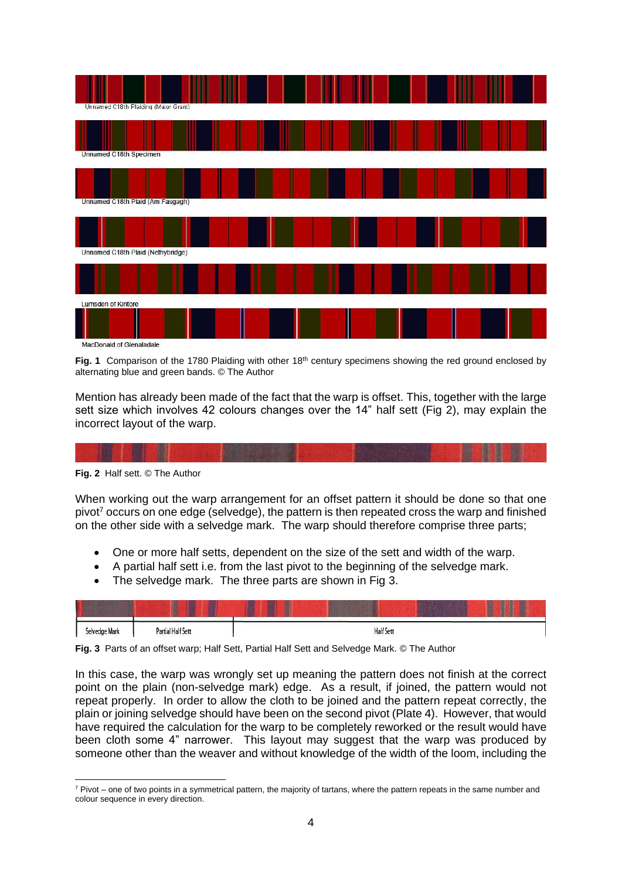Unnamed C18th Plaiding (Major Grant)

Unnamed C18th Specimen

Unnamed C18th Plaid (Am Fasgagh)

Unnamed C18th Plaid (Nethybridge)

Lumsden of Kintore

MacDonald of Glenaladale

**Fig. 1** Comparison of the 1780 Plaiding with other 18th century specimens showing the red ground enclosed by alternating blue and green bands. © The Author

Mention has already been made of the fact that the warp is offset. This, together with the large sett size which involves 42 colours changes over the 14" half sett (Fig 2), may explain the incorrect layout of the warp.

**Fig. 2** Half sett. © The Author

When working out the warp arrangement for an offset pattern it should be done so that one pivot[7] occurs on one edge (selvedge), the pattern is then repeated cross the warp and finished on the other side with a selvedge mark. The warp should therefore comprise three parts;

- One or more half setts, dependent on the size of the sett and width of the warp.
- A partial half sett i.e. from the last pivot to the beginning of the selvedge mark.
- The selvedge mark. The three parts are shown in Fig 3.

| Selvedge Mark | Partial Half Sett | Half Sett |
|---|---|---|

**Fig. 3** Parts of an offset warp; Half Sett, Partial Half Sett and Selvedge Mark. © The Author

In this case, the warp was wrongly set up meaning the pattern does not finish at the correct point on the plain (non-selvedge mark) edge. As a result, if joined, the pattern would not repeat properly. In order to allow the cloth to be joined and the pattern repeat correctly, the plain or joining selvedge should have been on the second pivot (Plate 4). However, that would have required the calculation for the warp to be completely reworked or the result would have been cloth some 4" narrower. This layout may suggest that the warp was produced by someone other than the weaver and without knowledge of the width of the loom, including the

[7] Pivot – one of two points in a symmetrical pattern, the majority of tartans, where the pattern repeats in the same number and colour sequence in every direction.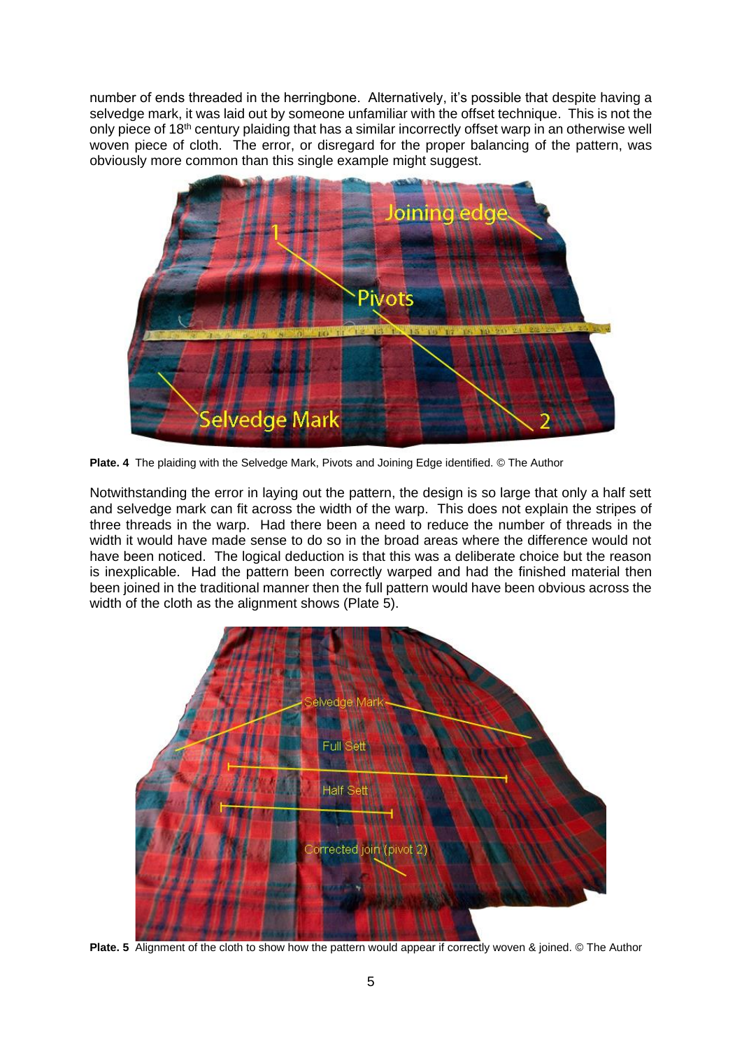number of ends threaded in the herringbone. Alternatively, it's possible that despite having a selvedge mark, it was laid out by someone unfamiliar with the offset technique. This is not the only piece of 18th century plaiding that has a similar incorrectly offset warp in an otherwise well woven piece of cloth. The error, or disregard for the proper balancing of the pattern, was obviously more common than this single example might suggest.

**Plate. 4** The plaiding with the Selvedge Mark, Pivots and Joining Edge identified. © The Author

Notwithstanding the error in laying out the pattern, the design is so large that only a half sett and selvedge mark can fit across the width of the warp. This does not explain the stripes of three threads in the warp. Had there been a need to reduce the number of threads in the width it would have made sense to do so in the broad areas where the difference would not have been noticed. The logical deduction is that this was a deliberate choice but the reason is inexplicable. Had the pattern been correctly warped and had the finished material then been joined in the traditional manner then the full pattern would have been obvious across the width of the cloth as the alignment shows (Plate 5).

**Plate. 5** Alignment of the cloth to show how the pattern would appear if correctly woven & joined. © The Author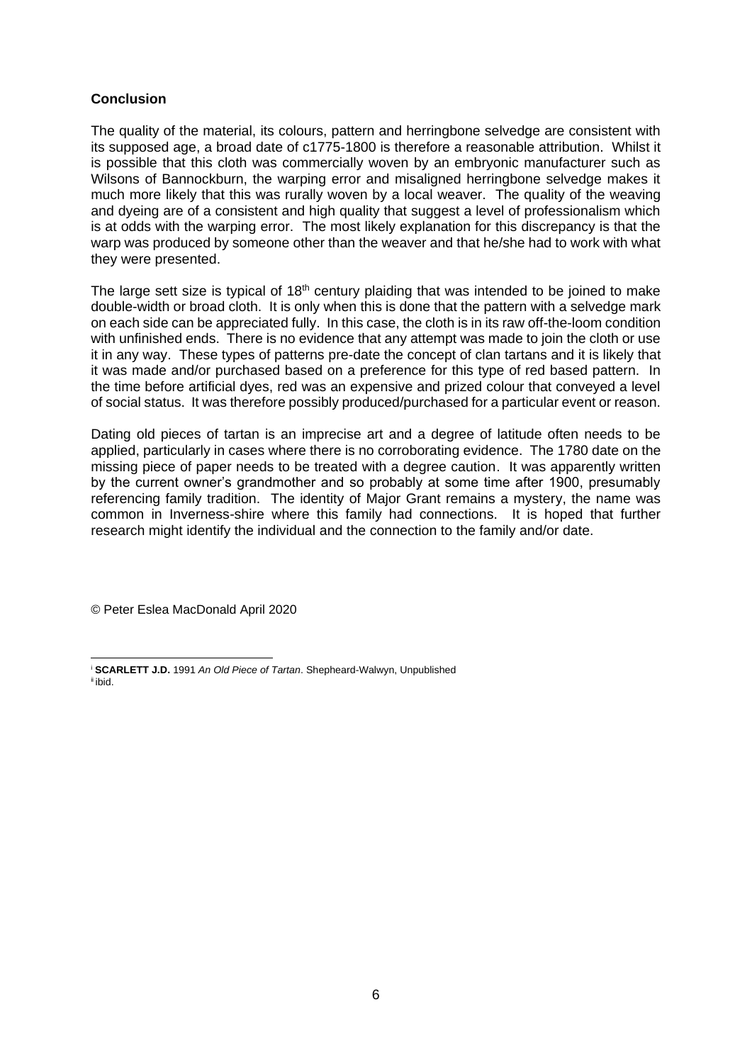**Conclusion**

The quality of the material, its colours, pattern and herringbone selvedge are consistent with its supposed age, a broad date of c1775-1800 is therefore a reasonable attribution. Whilst it is possible that this cloth was commercially woven by an embryonic manufacturer such as Wilsons of Bannockburn, the warping error and misaligned herringbone selvedge makes it much more likely that this was rurally woven by a local weaver. The quality of the weaving and dyeing are of a consistent and high quality that suggest a level of professionalism which is at odds with the warping error. The most likely explanation for this discrepancy is that the warp was produced by someone other than the weaver and that he/she had to work with what they were presented.

The large sett size is typical of 18th century plaiding that was intended to be joined to make double-width or broad cloth. It is only when this is done that the pattern with a selvedge mark on each side can be appreciated fully. In this case, the cloth is in its raw off-the-loom condition with unfinished ends. There is no evidence that any attempt was made to join the cloth or use it in any way. These types of patterns pre-date the concept of clan tartans and it is likely that it was made and/or purchased based on a preference for this type of red based pattern. In the time before artificial dyes, red was an expensive and prized colour that conveyed a level of social status. It was therefore possibly produced/purchased for a particular event or reason.

Dating old pieces of tartan is an imprecise art and a degree of latitude often needs to be applied, particularly in cases where there is no corroborating evidence. The 1780 date on the missing piece of paper needs to be treated with a degree caution. It was apparently written by the current owner's grandmother and so probably at some time after 1900, presumably referencing family tradition. The identity of Major Grant remains a mystery, the name was common in Inverness-shire where this family had connections. It is hoped that further research might identify the individual and the connection to the family and/or date.

© Peter Eslea MacDonald April 2020

---

[i] **SCARLETT J.D.** 1991 *An Old Piece of Tartan*. Shepheard-Walwyn, Unpublished
[ii] ibid.